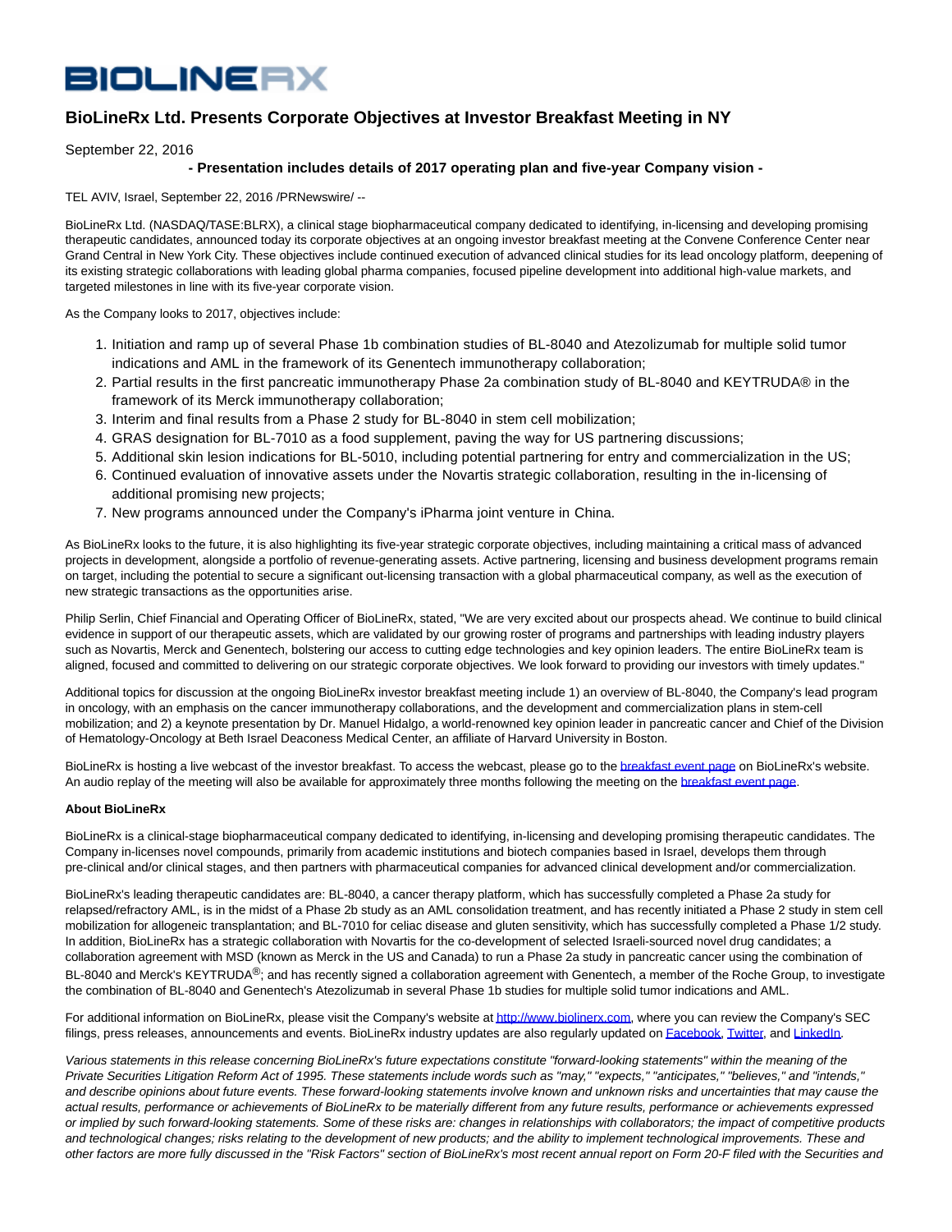BIOLINERX

# BioLineRx Ltd. Presents Corporate Objectives at Investor Breakfast Meeting in NY

September 22, 2016

**- Presentation includes details of 2017 operating plan and five-year Company vision -**

TEL AVIV, Israel, September 22, 2016 /PRNewswire/ --

BioLineRx Ltd. (NASDAQ/TASE:BLRX), a clinical stage biopharmaceutical company dedicated to identifying, in-licensing and developing promising therapeutic candidates, announced today its corporate objectives at an ongoing investor breakfast meeting at the Convene Conference Center near Grand Central in New York City. These objectives include continued execution of advanced clinical studies for its lead oncology platform, deepening of its existing strategic collaborations with leading global pharma companies, focused pipeline development into additional high-value markets, and targeted milestones in line with its five-year corporate vision.

As the Company looks to 2017, objectives include:

1. Initiation and ramp up of several Phase 1b combination studies of BL-8040 and Atezolizumab for multiple solid tumor indications and AML in the framework of its Genentech immunotherapy collaboration;
2. Partial results in the first pancreatic immunotherapy Phase 2a combination study of BL-8040 and KEYTRUDA® in the framework of its Merck immunotherapy collaboration;
3. Interim and final results from a Phase 2 study for BL-8040 in stem cell mobilization;
4. GRAS designation for BL-7010 as a food supplement, paving the way for US partnering discussions;
5. Additional skin lesion indications for BL-5010, including potential partnering for entry and commercialization in the US;
6. Continued evaluation of innovative assets under the Novartis strategic collaboration, resulting in the in-licensing of additional promising new projects;
7. New programs announced under the Company's iPharma joint venture in China.

As BioLineRx looks to the future, it is also highlighting its five-year strategic corporate objectives, including maintaining a critical mass of advanced projects in development, alongside a portfolio of revenue-generating assets. Active partnering, licensing and business development programs remain on target, including the potential to secure a significant out-licensing transaction with a global pharmaceutical company, as well as the execution of new strategic transactions as the opportunities arise.

Philip Serlin, Chief Financial and Operating Officer of BioLineRx, stated, "We are very excited about our prospects ahead. We continue to build clinical evidence in support of our therapeutic assets, which are validated by our growing roster of programs and partnerships with leading industry players such as Novartis, Merck and Genentech, bolstering our access to cutting edge technologies and key opinion leaders. The entire BioLineRx team is aligned, focused and committed to delivering on our strategic corporate objectives. We look forward to providing our investors with timely updates."

Additional topics for discussion at the ongoing BioLineRx investor breakfast meeting include 1) an overview of BL-8040, the Company's lead program in oncology, with an emphasis on the cancer immunotherapy collaborations, and the development and commercialization plans in stem-cell mobilization; and 2) a keynote presentation by Dr. Manuel Hidalgo, a world-renowned key opinion leader in pancreatic cancer and Chief of the Division of Hematology-Oncology at Beth Israel Deaconess Medical Center, an affiliate of Harvard University in Boston.

BioLineRx is hosting a live webcast of the investor breakfast. To access the webcast, please go to the breakfast event page on BioLineRx's website. An audio replay of the meeting will also be available for approximately three months following the meeting on the breakfast event page.

**About BioLineRx**

BioLineRx is a clinical-stage biopharmaceutical company dedicated to identifying, in-licensing and developing promising therapeutic candidates. The Company in-licenses novel compounds, primarily from academic institutions and biotech companies based in Israel, develops them through pre-clinical and/or clinical stages, and then partners with pharmaceutical companies for advanced clinical development and/or commercialization.

BioLineRx's leading therapeutic candidates are: BL-8040, a cancer therapy platform, which has successfully completed a Phase 2a study for relapsed/refractory AML, is in the midst of a Phase 2b study as an AML consolidation treatment, and has recently initiated a Phase 2 study in stem cell mobilization for allogeneic transplantation; and BL-7010 for celiac disease and gluten sensitivity, which has successfully completed a Phase 1/2 study. In addition, BioLineRx has a strategic collaboration with Novartis for the co-development of selected Israeli-sourced novel drug candidates; a collaboration agreement with MSD (known as Merck in the US and Canada) to run a Phase 2a study in pancreatic cancer using the combination of BL-8040 and Merck's KEYTRUDA®; and has recently signed a collaboration agreement with Genentech, a member of the Roche Group, to investigate the combination of BL-8040 and Genentech's Atezolizumab in several Phase 1b studies for multiple solid tumor indications and AML.

For additional information on BioLineRx, please visit the Company's website at http://www.biolinerx.com, where you can review the Company's SEC filings, press releases, announcements and events. BioLineRx industry updates are also regularly updated on Facebook, Twitter, and LinkedIn.

*Various statements in this release concerning BioLineRx's future expectations constitute "forward-looking statements" within the meaning of the Private Securities Litigation Reform Act of 1995. These statements include words such as "may," "expects," "anticipates," "believes," and "intends," and describe opinions about future events. These forward-looking statements involve known and unknown risks and uncertainties that may cause the actual results, performance or achievements of BioLineRx to be materially different from any future results, performance or achievements expressed or implied by such forward-looking statements. Some of these risks are: changes in relationships with collaborators; the impact of competitive products and technological changes; risks relating to the development of new products; and the ability to implement technological improvements. These and other factors are more fully discussed in the "Risk Factors" section of BioLineRx's most recent annual report on Form 20-F filed with the Securities and*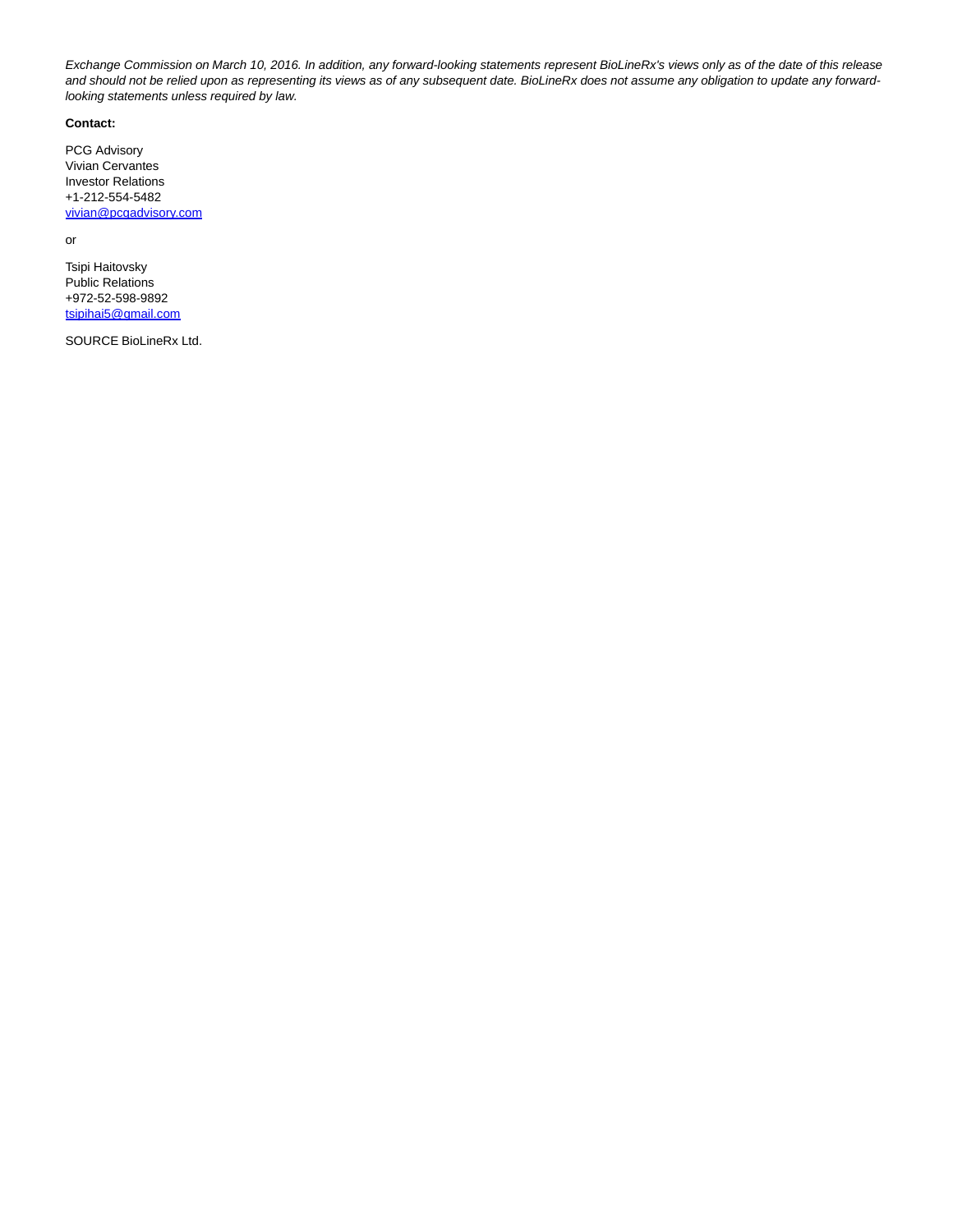*Exchange Commission on March 10, 2016. In addition, any forward-looking statements represent BioLineRx's views only as of the date of this release and should not be relied upon as representing its views as of any subsequent date. BioLineRx does not assume any obligation to update any forward-looking statements unless required by law.*

**Contact:**

PCG Advisory
Vivian Cervantes
Investor Relations
+1-212-554-5482
vivian@pcgadvisory.com

or

Tsipi Haitovsky
Public Relations
+972-52-598-9892
tsipihai5@gmail.com

SOURCE BioLineRx Ltd.